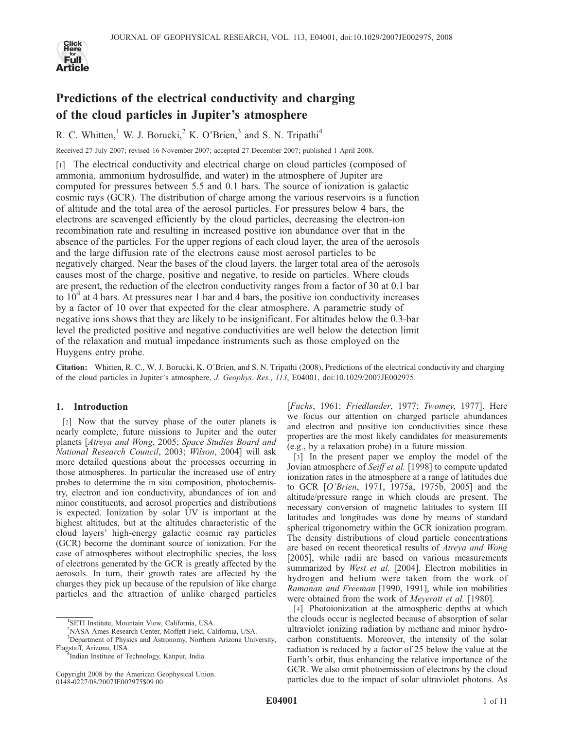# Predictions of the electrical conductivity and charging of the cloud particles in Jupiter's atmosphere

R. C. Whitten,[1] W. J. Borucki,[2] K. O'Brien,[3] and S. N. Tripathi[4]

Received 27 July 2007; revised 16 November 2007; accepted 27 December 2007; published 1 April 2008.

[1] The electrical conductivity and electrical charge on cloud particles (composed of ammonia, ammonium hydrosulfide, and water) in the atmosphere of Jupiter are computed for pressures between 5.5 and 0.1 bars. The source of ionization is galactic cosmic rays (GCR). The distribution of charge among the various reservoirs is a function of altitude and the total area of the aerosol particles. For pressures below 4 bars, the electrons are scavenged efficiently by the cloud particles, decreasing the electron-ion recombination rate and resulting in increased positive ion abundance over that in the absence of the particles. For the upper regions of each cloud layer, the area of the aerosols and the large diffusion rate of the electrons cause most aerosol particles to be negatively charged. Near the bases of the cloud layers, the larger total area of the aerosols causes most of the charge, positive and negative, to reside on particles. Where clouds are present, the reduction of the electron conductivity ranges from a factor of 30 at 0.1 bar to $10^4$ at 4 bars. At pressures near 1 bar and 4 bars, the positive ion conductivity increases by a factor of 10 over that expected for the clear atmosphere. A parametric study of negative ions shows that they are likely to be insignificant. For altitudes below the 0.3-bar level the predicted positive and negative conductivities are well below the detection limit of the relaxation and mutual impedance instruments such as those employed on the Huygens entry probe.

**Citation:** Whitten, R. C., W. J. Borucki, K. O'Brien, and S. N. Tripathi (2008), Predictions of the electrical conductivity and charging of the cloud particles in Jupiter's atmosphere, *J. Geophys. Res.*, *113*, E04001, doi:10.1029/2007JE002975.

## 1. Introduction

[2] Now that the survey phase of the outer planets is nearly complete, future missions to Jupiter and the outer planets [*Atreya and Wong*, 2005; *Space Studies Board and National Research Council*, 2003; *Wilson*, 2004] will ask more detailed questions about the processes occurring in those atmospheres. In particular the increased use of entry probes to determine the in situ composition, photochemistry, electron and ion conductivity, abundances of ion and minor constituents, and aerosol properties and distributions is expected. Ionization by solar UV is important at the highest altitudes, but at the altitudes characteristic of the cloud layers' high-energy galactic cosmic ray particles (GCR) become the dominant source of ionization. For the case of atmospheres without electrophilic species, the loss of electrons generated by the GCR is greatly affected by the aerosols. In turn, their growth rates are affected by the charges they pick up because of the repulsion of like charge particles and the attraction of unlike charged particles [*Fuchs*, 1961; *Friedlander*, 1977; *Twomey*, 1977]. Here we focus our attention on charged particle abundances and electron and positive ion conductivities since these properties are the most likely candidates for measurements (e.g., by a relaxation probe) in a future mission.

[3] In the present paper we employ the model of the Jovian atmosphere of *Seiff et al.* [1998] to compute updated ionization rates in the atmosphere at a range of latitudes due to GCR [*O'Brien*, 1971, 1975a, 1975b, 2005] and the altitude/pressure range in which clouds are present. The necessary conversion of magnetic latitudes to system III latitudes and longitudes was done by means of standard spherical trigonometry within the GCR ionization program. The density distributions of cloud particle concentrations are based on recent theoretical results of *Atreya and Wong* [2005], while radii are based on various measurements summarized by *West et al.* [2004]. Electron mobilities in hydrogen and helium were taken from the work of *Ramanan and Freeman* [1990, 1991], while ion mobilities were obtained from the work of *Meyerott et al.* [1980].

[4] Photoionization at the atmospheric depths at which the clouds occur is neglected because of absorption of solar ultraviolet ionizing radiation by methane and minor hydrocarbon constituents. Moreover, the intensity of the solar radiation is reduced by a factor of 25 below the value at the Earth's orbit, thus enhancing the relative importance of the GCR. We also omit photoemission of electrons by the cloud particles due to the impact of solar ultraviolet photons. As

---

[1] SETI Institute, Mountain View, California, USA.

[2] NASA Ames Research Center, Moffett Field, California, USA.

[3] Department of Physics and Astronomy, Northern Arizona University, Flagstaff, Arizona, USA.

[4] Indian Institute of Technology, Kanpur, India.

Copyright 2008 by the American Geophysical Union.
0148-0227/08/2007JE002975$09.00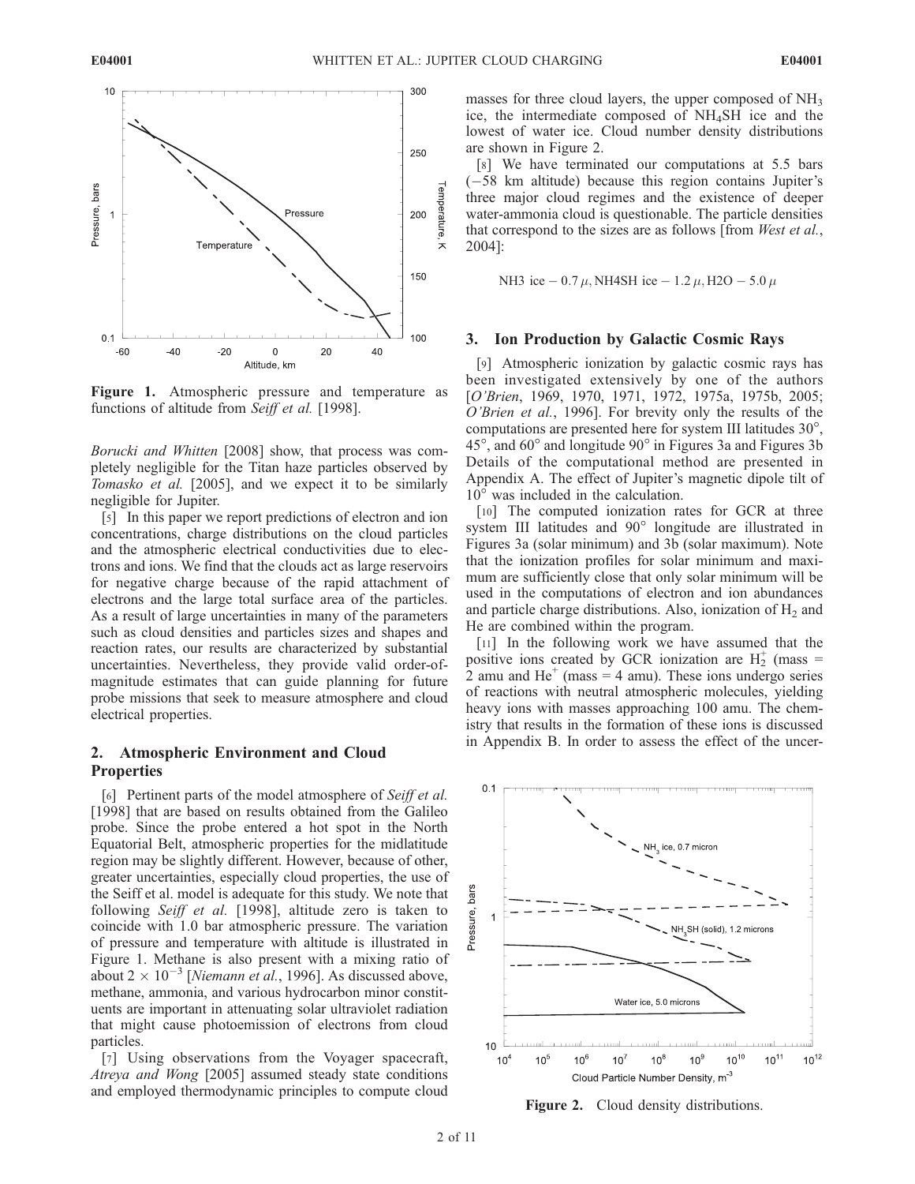Figure 1. Atmospheric pressure and temperature as functions of altitude from *Seiff et al.* [1998].

*Borucki and Whitten* [2008] show, that process was completely negligible for the Titan haze particles observed by *Tomasko et al.* [2005], and we expect it to be similarly negligible for Jupiter.

[5] In this paper we report predictions of electron and ion concentrations, charge distributions on the cloud particles and the atmospheric electrical conductivities due to electrons and ions. We find that the clouds act as large reservoirs for negative charge because of the rapid attachment of electrons and the large total surface area of the particles. As a result of large uncertainties in many of the parameters such as cloud densities and particles sizes and shapes and reaction rates, our results are characterized by substantial uncertainties. Nevertheless, they provide valid order-of-magnitude estimates that can guide planning for future probe missions that seek to measure atmosphere and cloud electrical properties.

## 2. Atmospheric Environment and Cloud Properties

[6] Pertinent parts of the model atmosphere of *Seiff et al.* [1998] that are based on results obtained from the Galileo probe. Since the probe entered a hot spot in the North Equatorial Belt, atmospheric properties for the midlatitude region may be slightly different. However, because of other, greater uncertainties, especially cloud properties, the use of the Seiff et al. model is adequate for this study. We note that following *Seiff et al.* [1998], altitude zero is taken to coincide with 1.0 bar atmospheric pressure. The variation of pressure and temperature with altitude is illustrated in Figure 1. Methane is also present with a mixing ratio of about $2 \times 10^{-3}$ [*Niemann et al.*, 1996]. As discussed above, methane, ammonia, and various hydrocarbon minor constituents are important in attenuating solar ultraviolet radiation that might cause photoemission of electrons from cloud particles.

[7] Using observations from the Voyager spacecraft, *Atreya and Wong* [2005] assumed steady state conditions and employed thermodynamic principles to compute cloud masses for three cloud layers, the upper composed of $NH_3$ ice, the intermediate composed of $NH_4SH$ ice and the lowest of water ice. Cloud number density distributions are shown in Figure 2.

[8] We have terminated our computations at 5.5 bars (−58 km altitude) because this region contains Jupiter's three major cloud regimes and the existence of deeper water-ammonia cloud is questionable. The particle densities that correspond to the sizes are as follows [from *West et al.*, 2004]:

$$\text{NH3 ice} - 0.7\,\mu, \text{NH4SH ice} - 1.2\,\mu, \text{H2O} - 5.0\,\mu$$

## 3. Ion Production by Galactic Cosmic Rays

[9] Atmospheric ionization by galactic cosmic rays has been investigated extensively by one of the authors [*O'Brien*, 1969, 1970, 1971, 1972, 1975a, 1975b, 2005; *O'Brien et al.*, 1996]. For brevity only the results of the computations are presented here for system III latitudes 30°, 45°, and 60° and longitude 90° in Figures 3a and Figures 3b Details of the computational method are presented in Appendix A. The effect of Jupiter's magnetic dipole tilt of 10° was included in the calculation.

[10] The computed ionization rates for GCR at three system III latitudes and 90° longitude are illustrated in Figures 3a (solar minimum) and 3b (solar maximum). Note that the ionization profiles for solar minimum and maximum are sufficiently close that only solar minimum will be used in the computations of electron and ion abundances and particle charge distributions. Also, ionization of $H_2$ and He are combined within the program.

[11] In the following work we have assumed that the positive ions created by GCR ionization are $H_2^+$ (mass = 2 amu and $He^+$ (mass = 4 amu). These ions undergo series of reactions with neutral atmospheric molecules, yielding heavy ions with masses approaching 100 amu. The chemistry that results in the formation of these ions is discussed in Appendix B. In order to assess the effect of the uncer-

Figure 2. Cloud density distributions.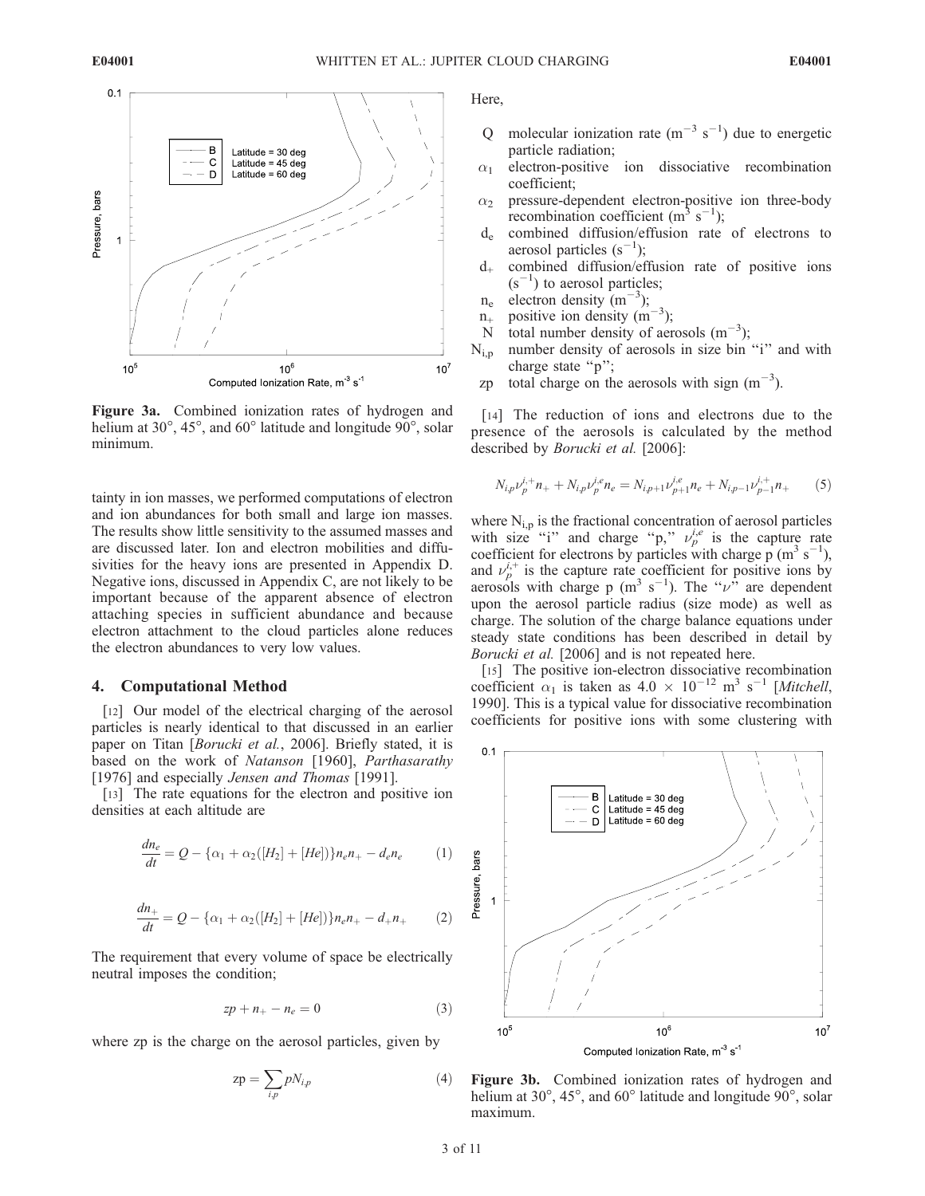**Figure 3a.** Combined ionization rates of hydrogen and helium at 30°, 45°, and 60° latitude and longitude 90°, solar minimum.

tainty in ion masses, we performed computations of electron and ion abundances for both small and large ion masses. The results show little sensitivity to the assumed masses and are discussed later. Ion and electron mobilities and diffusivities for the heavy ions are presented in Appendix D. Negative ions, discussed in Appendix C, are not likely to be important because of the apparent absence of electron attaching species in sufficient abundance and because electron attachment to the cloud particles alone reduces the electron abundances to very low values.

## 4. Computational Method

[12] Our model of the electrical charging of the aerosol particles is nearly identical to that discussed in an earlier paper on Titan [*Borucki et al.*, 2006]. Briefly stated, it is based on the work of *Natanson* [1960], *Parthasarathy* [1976] and especially *Jensen and Thomas* [1991].

[13] The rate equations for the electron and positive ion densities at each altitude are

$$\frac{dn_e}{dt} = Q - \{\alpha_1 + \alpha_2([H_2] + [He])\}n_e n_+ - d_e n_e \qquad (1)$$

$$\frac{dn_+}{dt} = Q - \{\alpha_1 + \alpha_2([H_2] + [He])\}n_e n_+ - d_+ n_+ \qquad (2)$$

The requirement that every volume of space be electrically neutral imposes the condition;

$$zp + n_+ - n_e = 0 \qquad (3)$$

where zp is the charge on the aerosol particles, given by

$$\mathrm{zp} = \sum_{i,p} p N_{i,p} \qquad (4)$$

Here,

- Q molecular ionization rate ($m^{-3}$ $s^{-1}$) due to energetic particle radiation;
- $\alpha_1$ electron-positive ion dissociative recombination coefficient;
- $\alpha_2$ pressure-dependent electron-positive ion three-body recombination coefficient ($m^3$ $s^{-1}$);
- $d_e$ combined diffusion/effusion rate of electrons to aerosol particles ($s^{-1}$);
- $d_+$ combined diffusion/effusion rate of positive ions ($s^{-1}$) to aerosol particles;
- $n_e$ electron density ($m^{-3}$);
- $n_+$ positive ion density ($m^{-3}$);
- N total number density of aerosols ($m^{-3}$);
- $N_{i,p}$ number density of aerosols in size bin "i" and with charge state "p";
- zp total charge on the aerosols with sign ($m^{-3}$).

[14] The reduction of ions and electrons due to the presence of the aerosols is calculated by the method described by *Borucki et al.* [2006]:

$$N_{i,p}\nu_p^{i,+}n_+ + N_{i,p}\nu_p^{i,e}n_e = N_{i,p+1}\nu_{p+1}^{i,e}n_e + N_{i,p-1}\nu_{p-1}^{i,+}n_+ \qquad (5)$$

where $N_{i,p}$ is the fractional concentration of aerosol particles with size "i" and charge "p," $\nu_p^{i,e}$ is the capture rate coefficient for electrons by particles with charge p ($m^3$ $s^{-1}$), and $\nu_p^{i,+}$ is the capture rate coefficient for positive ions by aerosols with charge p ($m^3$ $s^{-1}$). The "$\nu$" are dependent upon the aerosol particle radius (size mode) as well as charge. The solution of the charge balance equations under steady state conditions has been described in detail by *Borucki et al.* [2006] and is not repeated here.

[15] The positive ion-electron dissociative recombination coefficient $\alpha_1$ is taken as $4.0 \times 10^{-12}$ $m^3$ $s^{-1}$ [*Mitchell*, 1990]. This is a typical value for dissociative recombination coefficients for positive ions with some clustering with

**Figure 3b.** Combined ionization rates of hydrogen and helium at 30°, 45°, and 60° latitude and longitude 90°, solar maximum.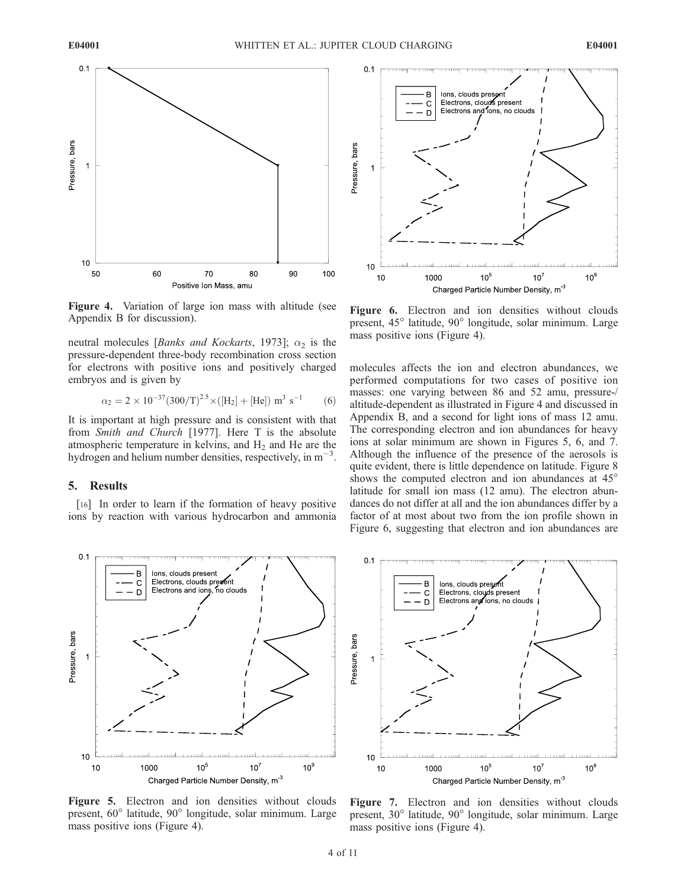Figure 4. Variation of large ion mass with altitude (see Appendix B for discussion).

Figure 6. Electron and ion densities without clouds present, 45° latitude, 90° longitude, solar minimum. Large mass positive ions (Figure 4).

neutral molecules [*Banks and Kockarts*, 1973]; $\alpha_2$ is the pressure-dependent three-body recombination cross section for electrons with positive ions and positively charged embryos and is given by

$$\alpha_2 = 2 \times 10^{-37} (300/T)^{2.5} \times ([H_2] + [He]) \ m^3 \ s^{-1} \qquad (6)$$

It is important at high pressure and is consistent with that from *Smith and Church* [1977]. Here T is the absolute atmospheric temperature in kelvins, and $H_2$ and He are the hydrogen and helium number densities, respectively, in $m^{-3}$.

## 5. Results

[16] In order to learn if the formation of heavy positive ions by reaction with various hydrocarbon and ammonia molecules affects the ion and electron abundances, we performed computations for two cases of positive ion masses: one varying between 86 and 52 amu, pressure-/altitude-dependent as illustrated in Figure 4 and discussed in Appendix B, and a second for light ions of mass 12 amu. The corresponding electron and ion abundances for heavy ions at solar minimum are shown in Figures 5, 6, and 7. Although the influence of the presence of the aerosols is quite evident, there is little dependence on latitude. Figure 8 shows the computed electron and ion abundances at 45° latitude for small ion mass (12 amu). The electron abundances do not differ at all and the ion abundances differ by a factor of at most about two from the ion profile shown in Figure 6, suggesting that electron and ion abundances are

Figure 5. Electron and ion densities without clouds present, 60° latitude, 90° longitude, solar minimum. Large mass positive ions (Figure 4).

Figure 7. Electron and ion densities without clouds present, 30° latitude, 90° longitude, solar minimum. Large mass positive ions (Figure 4).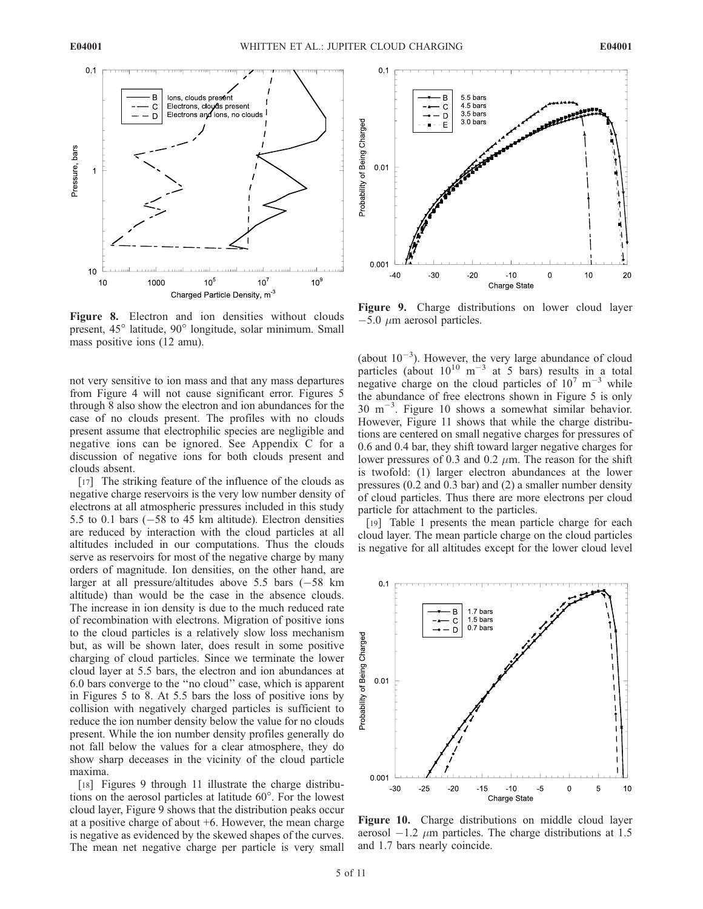Figure 8. Electron and ion densities without clouds present, 45° latitude, 90° longitude, solar minimum. Small mass positive ions (12 amu).

not very sensitive to ion mass and that any mass departures from Figure 4 will not cause significant error. Figures 5 through 8 also show the electron and ion abundances for the case of no clouds present. The profiles with no clouds present assume that electrophilic species are negligible and negative ions can be ignored. See Appendix C for a discussion of negative ions for both clouds present and clouds absent.

[17] The striking feature of the influence of the clouds as negative charge reservoirs is the very low number density of electrons at all atmospheric pressures included in this study 5.5 to 0.1 bars (−58 to 45 km altitude). Electron densities are reduced by interaction with the cloud particles at all altitudes included in our computations. Thus the clouds serve as reservoirs for most of the negative charge by many orders of magnitude. Ion densities, on the other hand, are larger at all pressure/altitudes above 5.5 bars (−58 km altitude) than would be the case in the absence clouds. The increase in ion density is due to the much reduced rate of recombination with electrons. Migration of positive ions to the cloud particles is a relatively slow loss mechanism but, as will be shown later, does result in some positive charging of cloud particles. Since we terminate the lower cloud layer at 5.5 bars, the electron and ion abundances at 6.0 bars converge to the "no cloud" case, which is apparent in Figures 5 to 8. At 5.5 bars the loss of positive ions by collision with negatively charged particles is sufficient to reduce the ion number density below the value for no clouds present. While the ion number density profiles generally do not fall below the values for a clear atmosphere, they do show sharp deceases in the vicinity of the cloud particle maxima.

[18] Figures 9 through 11 illustrate the charge distributions on the aerosol particles at latitude 60°. For the lowest cloud layer, Figure 9 shows that the distribution peaks occur at a positive charge of about +6. However, the mean charge is negative as evidenced by the skewed shapes of the curves. The mean net negative charge per particle is very small (about $10^{-3}$). However, the very large abundance of cloud particles (about $10^{10}$ $m^{-3}$ at 5 bars) results in a total negative charge on the cloud particles of $10^{7}$ $m^{-3}$ while the abundance of free electrons shown in Figure 5 is only 30 $m^{-3}$. Figure 10 shows a somewhat similar behavior. However, Figure 11 shows that while the charge distributions are centered on small negative charges for pressures of 0.6 and 0.4 bar, they shift toward larger negative charges for lower pressures of 0.3 and 0.2 $\mu$m. The reason for the shift is twofold: (1) larger electron abundances at the lower pressures (0.2 and 0.3 bar) and (2) a smaller number density of cloud particles. Thus there are more electrons per cloud particle for attachment to the particles.

[19] Table 1 presents the mean particle charge for each cloud layer. The mean particle charge on the cloud particles is negative for all altitudes except for the lower cloud level

Figure 9. Charge distributions on lower cloud layer −5.0 $\mu$m aerosol particles.

Figure 10. Charge distributions on middle cloud layer aerosol −1.2 $\mu$m particles. The charge distributions at 1.5 and 1.7 bars nearly coincide.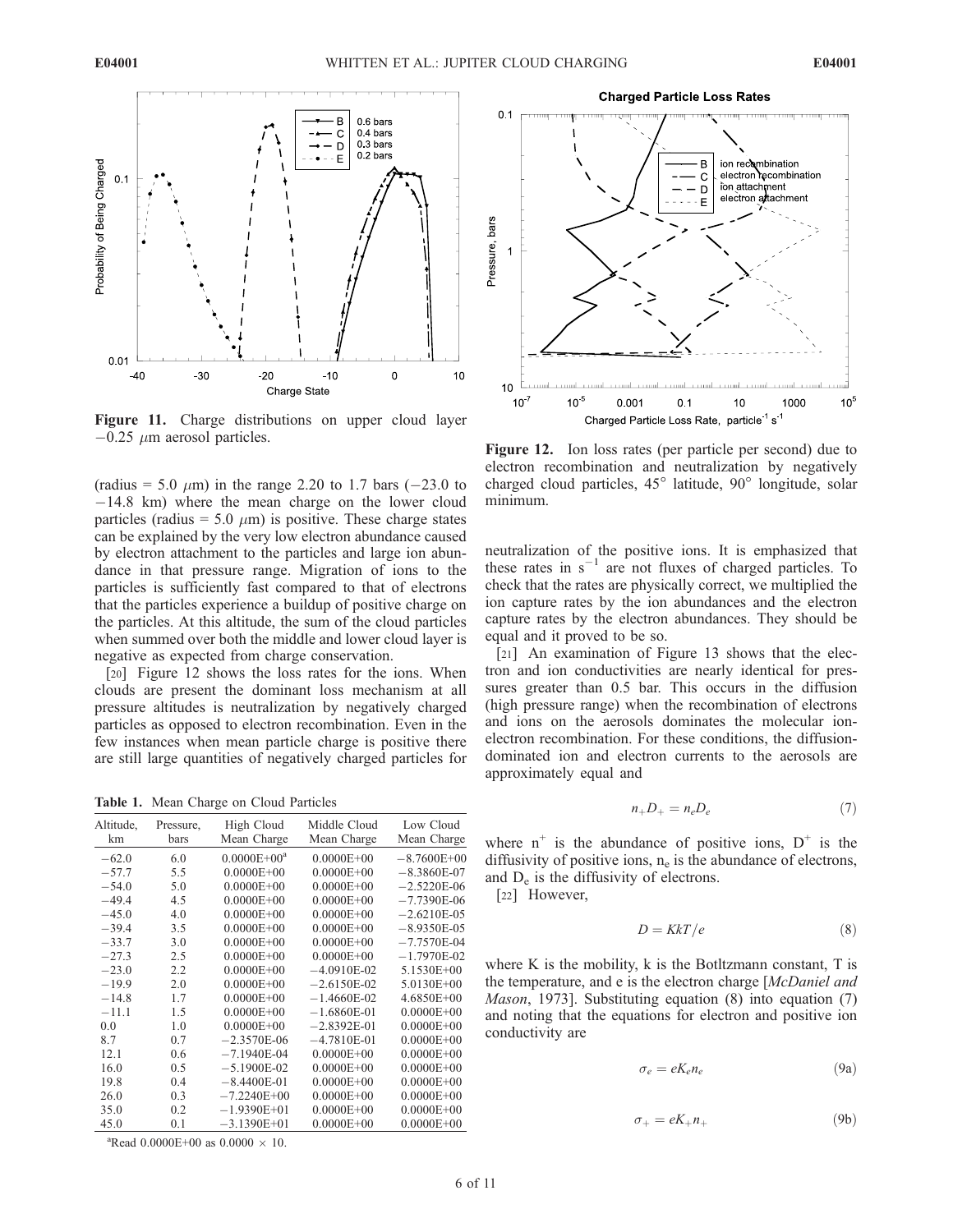**Figure 11.** Charge distributions on upper cloud layer −0.25 μm aerosol particles.

(radius = 5.0 μm) in the range 2.20 to 1.7 bars (−23.0 to −14.8 km) where the mean charge on the lower cloud particles (radius = 5.0 μm) is positive. These charge states can be explained by the very low electron abundance caused by electron attachment to the particles and large ion abundance in that pressure range. Migration of ions to the particles is sufficiently fast compared to that of electrons that the particles experience a buildup of positive charge on the particles. At this altitude, the sum of the cloud particles when summed over both the middle and lower cloud layer is negative as expected from charge conservation.

[20] Figure 12 shows the loss rates for the ions. When clouds are present the dominant loss mechanism at all pressure altitudes is neutralization by negatively charged particles as opposed to electron recombination. Even in the few instances when mean particle charge is positive there are still large quantities of negatively charged particles for

**Table 1.** Mean Charge on Cloud Particles

| Altitude, km | Pressure, bars | High Cloud Mean Charge | Middle Cloud Mean Charge | Low Cloud Mean Charge |
|---|---|---|---|---|
| −62.0 | 6.0 | 0.0000E+00[a] | 0.0000E+00 | −8.7600E+00 |
| −57.7 | 5.5 | 0.0000E+00 | 0.0000E+00 | −8.3860E-07 |
| −54.0 | 5.0 | 0.0000E+00 | 0.0000E+00 | −2.5220E-06 |
| −49.4 | 4.5 | 0.0000E+00 | 0.0000E+00 | −7.7390E-06 |
| −45.0 | 4.0 | 0.0000E+00 | 0.0000E+00 | −2.6210E-05 |
| −39.4 | 3.5 | 0.0000E+00 | 0.0000E+00 | −8.9350E-05 |
| −33.7 | 3.0 | 0.0000E+00 | 0.0000E+00 | −7.7570E-04 |
| −27.3 | 2.5 | 0.0000E+00 | 0.0000E+00 | −1.7970E-02 |
| −23.0 | 2.2 | 0.0000E+00 | −4.0910E-02 | 5.1530E+00 |
| −19.9 | 2.0 | 0.0000E+00 | −2.6150E-02 | 5.0130E+00 |
| −14.8 | 1.7 | 0.0000E+00 | −1.4660E-02 | 4.6850E+00 |
| −11.1 | 1.5 | 0.0000E+00 | −1.6860E-01 | 0.0000E+00 |
| 0.0 | 1.0 | 0.0000E+00 | −2.8392E-01 | 0.0000E+00 |
| 8.7 | 0.7 | −2.3570E-06 | −4.7810E-01 | 0.0000E+00 |
| 12.1 | 0.6 | −7.1940E-04 | 0.0000E+00 | 0.0000E+00 |
| 16.0 | 0.5 | −5.1900E-02 | 0.0000E+00 | 0.0000E+00 |
| 19.8 | 0.4 | −8.4400E-01 | 0.0000E+00 | 0.0000E+00 |
| 26.0 | 0.3 | −7.2240E+00 | 0.0000E+00 | 0.0000E+00 |
| 35.0 | 0.2 | −1.9390E+01 | 0.0000E+00 | 0.0000E+00 |
| 45.0 | 0.1 | −3.1390E+01 | 0.0000E+00 | 0.0000E+00 |

[a]Read 0.0000E+00 as 0.0000 × 10.

**Figure 12.** Ion loss rates (per particle per second) due to electron recombination and neutralization by negatively charged cloud particles, 45° latitude, 90° longitude, solar minimum.

neutralization of the positive ions. It is emphasized that these rates in $s^{-1}$ are not fluxes of charged particles. To check that the rates are physically correct, we multiplied the ion capture rates by the ion abundances and the electron capture rates by the electron abundances. They should be equal and it proved to be so.

[21] An examination of Figure 13 shows that the electron and ion conductivities are nearly identical for pressures greater than 0.5 bar. This occurs in the diffusion (high pressure range) when the recombination of electrons and ions on the aerosols dominates the molecular ion-electron recombination. For these conditions, the diffusion-dominated ion and electron currents to the aerosols are approximately equal and

$$n_+ D_+ = n_e D_e \tag{7}$$

where $n^+$ is the abundance of positive ions, $D^+$ is the diffusivity of positive ions, $n_e$ is the abundance of electrons, and $D_e$ is the diffusivity of electrons.

[22] However,

$$D = KkT/e \tag{8}$$

where K is the mobility, k is the Botltzmann constant, T is the temperature, and e is the electron charge [*McDaniel and Mason*, 1973]. Substituting equation (8) into equation (7) and noting that the equations for electron and positive ion conductivity are

$$\sigma_e = eK_e n_e \tag{9a}$$

$$\sigma_+ = eK_+ n_+ \tag{9b}$$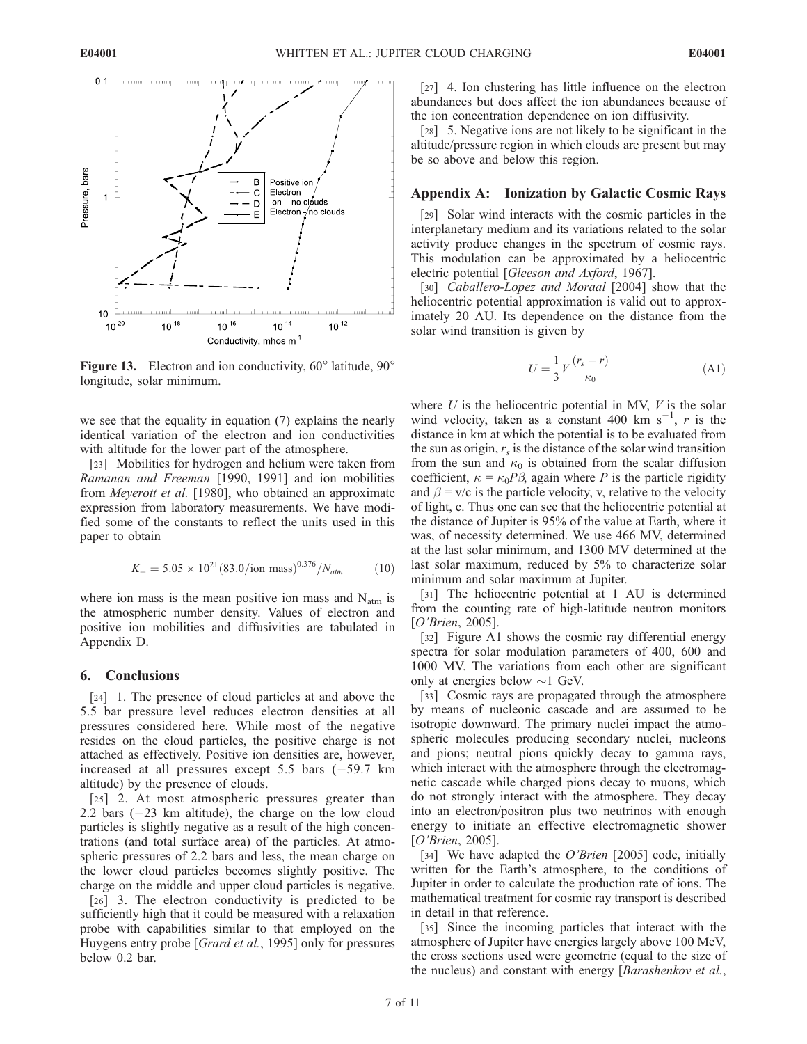**Figure 13.** Electron and ion conductivity, 60° latitude, 90° longitude, solar minimum.

we see that the equality in equation (7) explains the nearly identical variation of the electron and ion conductivities with altitude for the lower part of the atmosphere.

[23] Mobilities for hydrogen and helium were taken from *Ramanan and Freeman* [1990, 1991] and ion mobilities from *Meyerott et al.* [1980], who obtained an approximate expression from laboratory measurements. We have modified some of the constants to reflect the units used in this paper to obtain

$$K_+ = 5.05 \times 10^{21} (83.0/\text{ion mass})^{0.376} / N_{atm} \tag{10}$$

where ion mass is the mean positive ion mass and $N_{atm}$ is the atmospheric number density. Values of electron and positive ion mobilities and diffusivities are tabulated in Appendix D.

## 6. Conclusions

[24] 1. The presence of cloud particles at and above the 5.5 bar pressure level reduces electron densities at all pressures considered here. While most of the negative resides on the cloud particles, the positive charge is not attached as effectively. Positive ion densities are, however, increased at all pressures except 5.5 bars (−59.7 km altitude) by the presence of clouds.

[25] 2. At most atmospheric pressures greater than 2.2 bars (−23 km altitude), the charge on the low cloud particles is slightly negative as a result of the high concentrations (and total surface area) of the particles. At atmospheric pressures of 2.2 bars and less, the mean charge on the lower cloud particles becomes slightly positive. The charge on the middle and upper cloud particles is negative.

[26] 3. The electron conductivity is predicted to be sufficiently high that it could be measured with a relaxation probe with capabilities similar to that employed on the Huygens entry probe [*Grard et al.*, 1995] only for pressures below 0.2 bar.

[27] 4. Ion clustering has little influence on the electron abundances but does affect the ion abundances because of the ion concentration dependence on ion diffusivity.

[28] 5. Negative ions are not likely to be significant in the altitude/pressure region in which clouds are present but may be so above and below this region.

## Appendix A: Ionization by Galactic Cosmic Rays

[29] Solar wind interacts with the cosmic particles in the interplanetary medium and its variations related to the solar activity produce changes in the spectrum of cosmic rays. This modulation can be approximated by a heliocentric electric potential [*Gleeson and Axford*, 1967].

[30] *Caballero-Lopez and Moraal* [2004] show that the heliocentric potential approximation is valid out to approximately 20 AU. Its dependence on the distance from the solar wind transition is given by

$$U = \frac{1}{3} V \frac{(r_s - r)}{\kappa_0} \tag{A1}$$

where $U$ is the heliocentric potential in MV, $V$ is the solar wind velocity, taken as a constant 400 km s$^{-1}$, $r$ is the distance in km at which the potential is to be evaluated from the sun as origin, $r_s$ is the distance of the solar wind transition from the sun and $\kappa_0$ is obtained from the scalar diffusion coefficient, $\kappa = \kappa_0 P \beta$, again where $P$ is the particle rigidity and $\beta = v/c$ is the particle velocity, v, relative to the velocity of light, c. Thus one can see that the heliocentric potential at the distance of Jupiter is 95% of the value at Earth, where it was, of necessity determined. We use 466 MV, determined at the last solar minimum, and 1300 MV determined at the last solar maximum, reduced by 5% to characterize solar minimum and solar maximum at Jupiter.

[31] The heliocentric potential at 1 AU is determined from the counting rate of high-latitude neutron monitors [*O'Brien*, 2005].

[32] Figure A1 shows the cosmic ray differential energy spectra for solar modulation parameters of 400, 600 and 1000 MV. The variations from each other are significant only at energies below ~1 GeV.

[33] Cosmic rays are propagated through the atmosphere by means of nucleonic cascade and are assumed to be isotropic downward. The primary nuclei impact the atmospheric molecules producing secondary nuclei, nucleons and pions; neutral pions quickly decay to gamma rays, which interact with the atmosphere through the electromagnetic cascade while charged pions decay to muons, which do not strongly interact with the atmosphere. They decay into an electron/positron plus two neutrinos with enough energy to initiate an effective electromagnetic shower [*O'Brien*, 2005].

[34] We have adapted the *O'Brien* [2005] code, initially written for the Earth's atmosphere, to the conditions of Jupiter in order to calculate the production rate of ions. The mathematical treatment for cosmic ray transport is described in detail in that reference.

[35] Since the incoming particles that interact with the atmosphere of Jupiter have energies largely above 100 MeV, the cross sections used were geometric (equal to the size of the nucleus) and constant with energy [*Barashenkov et al.*,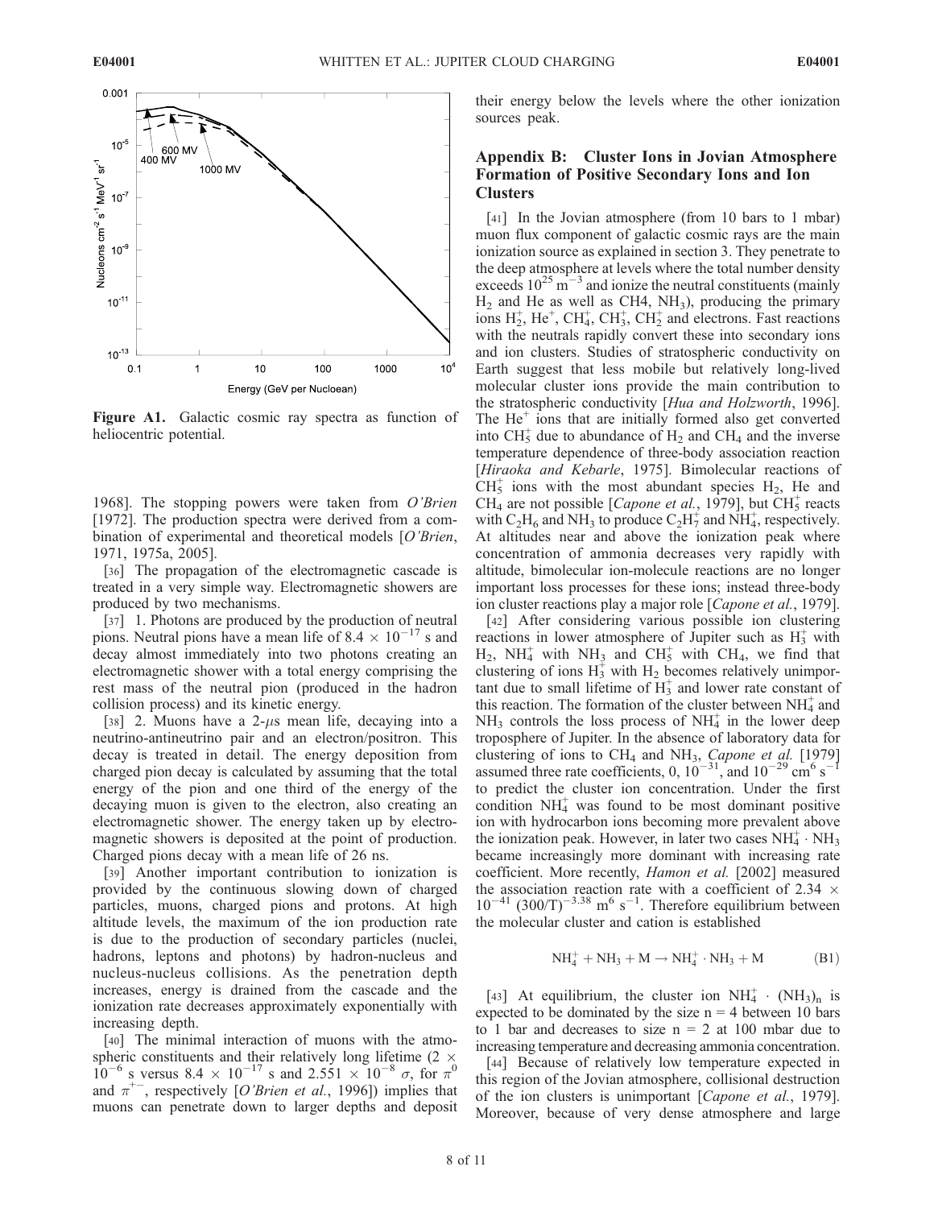Figure A1. Galactic cosmic ray spectra as function of heliocentric potential.

1968]. The stopping powers were taken from *O'Brien* [1972]. The production spectra were derived from a combination of experimental and theoretical models [*O'Brien*, 1971, 1975a, 2005].

[36] The propagation of the electromagnetic cascade is treated in a very simple way. Electromagnetic showers are produced by two mechanisms.

[37] 1. Photons are produced by the production of neutral pions. Neutral pions have a mean life of $8.4 \times 10^{-17}$ s and decay almost immediately into two photons creating an electromagnetic shower with a total energy comprising the rest mass of the neutral pion (produced in the hadron collision process) and its kinetic energy.

[38] 2. Muons have a 2-$\mu$s mean life, decaying into a neutrino-antineutrino pair and an electron/positron. This decay is treated in detail. The energy deposition from charged pion decay is calculated by assuming that the total energy of the pion and one third of the energy of the decaying muon is given to the electron, also creating an electromagnetic shower. The energy taken up by electromagnetic showers is deposited at the point of production. Charged pions decay with a mean life of 26 ns.

[39] Another important contribution to ionization is provided by the continuous slowing down of charged particles, muons, charged pions and protons. At high altitude levels, the maximum of the ion production rate is due to the production of secondary particles (nuclei, hadrons, leptons and photons) by hadron-nucleus and nucleus-nucleus collisions. As the penetration depth increases, energy is drained from the cascade and the ionization rate decreases approximately exponentially with increasing depth.

[40] The minimal interaction of muons with the atmospheric constituents and their relatively long lifetime ($2 \times 10^{-6}$ s versus $8.4 \times 10^{-17}$ s and $2.551 \times 10^{-8}$ $\sigma$, for $\pi^0$ and $\pi^{+-}$, respectively [*O'Brien et al.*, 1996]) implies that muons can penetrate down to larger depths and deposit their energy below the levels where the other ionization sources peak.

## Appendix B: Cluster Ions in Jovian Atmosphere Formation of Positive Secondary Ions and Ion Clusters

[41] In the Jovian atmosphere (from 10 bars to 1 mbar) muon flux component of galactic cosmic rays are the main ionization source as explained in section 3. They penetrate to the deep atmosphere at levels where the total number density exceeds $10^{25}$ m$^{-3}$ and ionize the neutral constituents (mainly $H_2$ and He as well as CH4, $NH_3$), producing the primary ions $H_2^+$, $He^+$, $CH_4^+$, $CH_3^+$, $CH_2^+$ and electrons. Fast reactions with the neutrals rapidly convert these into secondary ions and ion clusters. Studies of stratospheric conductivity on Earth suggest that less mobile but relatively long-lived molecular cluster ions provide the main contribution to the stratospheric conductivity [*Hua and Holzworth*, 1996]. The $He^+$ ions that are initially formed also get converted into $CH_5^+$ due to abundance of $H_2$ and $CH_4$ and the inverse temperature dependence of three-body association reaction [*Hiraoka and Kebarle*, 1975]. Bimolecular reactions of $CH_5^+$ ions with the most abundant species $H_2$, He and $CH_4$ are not possible [*Capone et al.*, 1979], but $CH_5^+$ reacts with $C_2H_6$ and $NH_3$ to produce $C_2H_7^+$ and $NH_4^+$, respectively. At altitudes near and above the ionization peak where concentration of ammonia decreases very rapidly with altitude, bimolecular ion-molecule reactions are no longer important loss processes for these ions; instead three-body ion cluster reactions play a major role [*Capone et al.*, 1979].

[42] After considering various possible ion clustering reactions in lower atmosphere of Jupiter such as $H_3^+$ with $H_2$, $NH_4^+$ with $NH_3$ and $CH_5^+$ with $CH_4$, we find that clustering of ions $H_3^+$ with $H_2$ becomes relatively unimportant due to small lifetime of $H_3^+$ and lower rate constant of this reaction. The formation of the cluster between $NH_4^+$ and $NH_3$ controls the loss process of $NH_4^+$ in the lower deep troposphere of Jupiter. In the absence of laboratory data for clustering of ions to $CH_4$ and $NH_3$, *Capone et al.* [1979] assumed three rate coefficients, 0, $10^{-31}$, and $10^{-29}$ cm$^6$ s$^{-1}$ to predict the cluster ion concentration. Under the first condition $NH_4^+$ was found to be most dominant positive ion with hydrocarbon ions becoming more prevalent above the ionization peak. However, in later two cases $NH_4^+ \cdot NH_3$ became increasingly more dominant with increasing rate coefficient. More recently, *Hamon et al.* [2002] measured the association reaction rate with a coefficient of $2.34 \times 10^{-41}$ $(300/T)^{-3.38}$ m$^6$ s$^{-1}$. Therefore equilibrium between the molecular cluster and cation is established

$$NH_4^+ + NH_3 + M \rightarrow NH_4^+ \cdot NH_3 + M \qquad \text{(B1)}$$

[43] At equilibrium, the cluster ion $NH_4^+ \cdot (NH_3)_n$ is expected to be dominated by the size n = 4 between 10 bars to 1 bar and decreases to size n = 2 at 100 mbar due to increasing temperature and decreasing ammonia concentration.

[44] Because of relatively low temperature expected in this region of the Jovian atmosphere, collisional destruction of the ion clusters is unimportant [*Capone et al.*, 1979]. Moreover, because of very dense atmosphere and large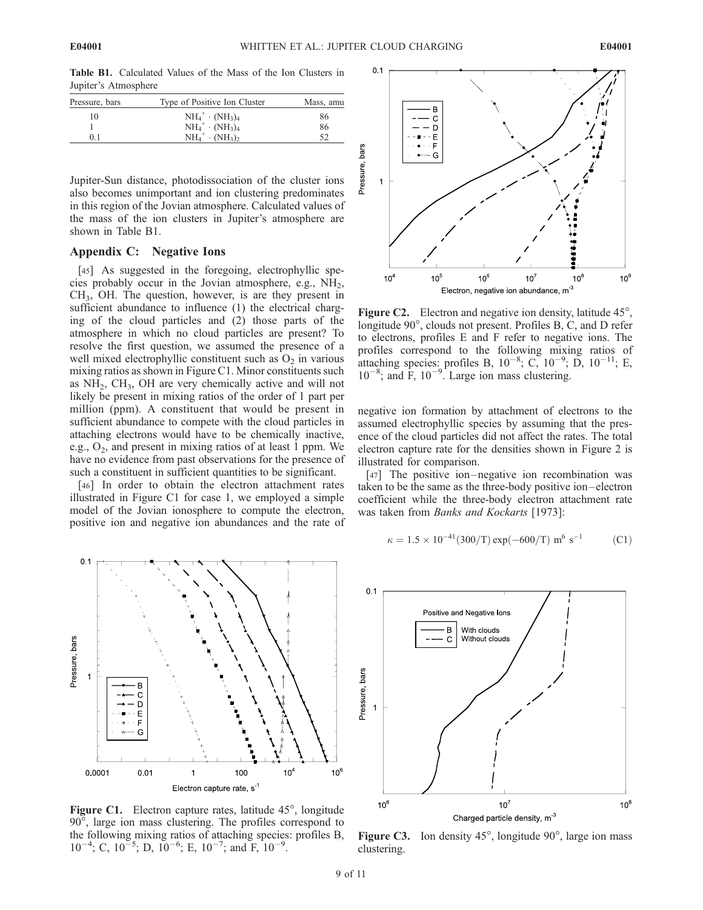**Table B1.** Calculated Values of the Mass of the Ion Clusters in Jupiter's Atmosphere

| Pressure, bars | Type of Positive Ion Cluster | Mass, amu |
|---|---|---|
| 10 | $NH_4^+ \cdot (NH_3)_4$ | 86 |
| 1 | $NH_4^+ \cdot (NH_3)_4$ | 86 |
| 0.1 | $NH_4^+ \cdot (NH_3)_2$ | 52 |

Jupiter-Sun distance, photodissociation of the cluster ions also becomes unimportant and ion clustering predominates in this region of the Jovian atmosphere. Calculated values of the mass of the ion clusters in Jupiter's atmosphere are shown in Table B1.

## Appendix C: Negative Ions

[45] As suggested in the foregoing, electrophyllic species probably occur in the Jovian atmosphere, e.g., $NH_2$, $CH_3$, OH. The question, however, is are they present in sufficient abundance to influence (1) the electrical charging of the cloud particles and (2) those parts of the atmosphere in which no cloud particles are present? To resolve the first question, we assumed the presence of a well mixed electrophyllic constituent such as $O_2$ in various mixing ratios as shown in Figure C1. Minor constituents such as $NH_2$, $CH_3$, OH are very chemically active and will not likely be present in mixing ratios of the order of 1 part per million (ppm). A constituent that would be present in sufficient abundance to compete with the cloud particles in attaching electrons would have to be chemically inactive, e.g., $O_2$, and present in mixing ratios of at least 1 ppm. We have no evidence from past observations for the presence of such a constituent in sufficient quantities to be significant.

[46] In order to obtain the electron attachment rates illustrated in Figure C1 for case 1, we employed a simple model of the Jovian ionosphere to compute the electron, positive ion and negative ion abundances and the rate of negative ion formation by attachment of electrons to the assumed electrophyllic species by assuming that the presence of the cloud particles did not affect the rates. The total electron capture rate for the densities shown in Figure 2 is illustrated for comparison.

[47] The positive ion–negative ion recombination was taken to be the same as the three-body positive ion–electron coefficient while the three-body electron attachment rate was taken from *Banks and Kockarts* [1973]:

$$\kappa = 1.5 \times 10^{-41}(300/T)\exp(-600/T)\ \mathrm{m^6\ s^{-1}} \tag{C1}$$

**Figure C1.** Electron capture rates, latitude 45°, longitude 90°, large ion mass clustering. The profiles correspond to the following mixing ratios of attaching species: profiles B, $10^{-4}$; C, $10^{-5}$; D, $10^{-6}$; E, $10^{-7}$; and F, $10^{-9}$.

**Figure C2.** Electron and negative ion density, latitude 45°, longitude 90°, clouds not present. Profiles B, C, and D refer to electrons, profiles E and F refer to negative ions. The profiles correspond to the following mixing ratios of attaching species: profiles B, $10^{-8}$; C, $10^{-9}$; D, $10^{-11}$; E, $10^{-8}$; and F, $10^{-9}$. Large ion mass clustering.

**Figure C3.** Ion density 45°, longitude 90°, large ion mass clustering.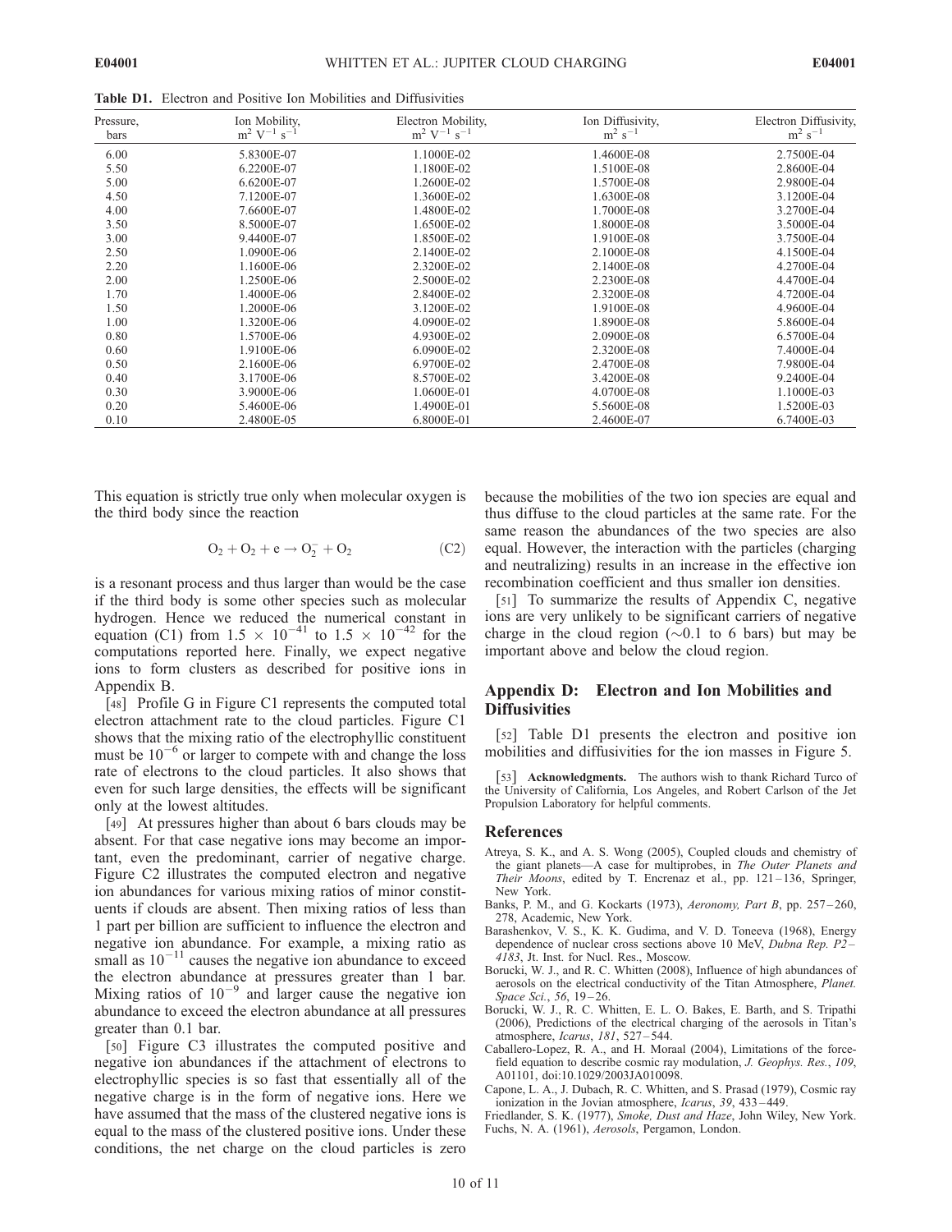**Table D1.** Electron and Positive Ion Mobilities and Diffusivities

| Pressure, bars | Ion Mobility, $m^2 V^{-1} s^{-1}$ | Electron Mobility, $m^2 V^{-1} s^{-1}$ | Ion Diffusivity, $m^2 s^{-1}$ | Electron Diffusivity, $m^2 s^{-1}$ |
|---|---|---|---|---|
| 6.00 | 5.8300E-07 | 1.1000E-02 | 1.4600E-08 | 2.7500E-04 |
| 5.50 | 6.2200E-07 | 1.1800E-02 | 1.5100E-08 | 2.8600E-04 |
| 5.00 | 6.6200E-07 | 1.2600E-02 | 1.5700E-08 | 2.9800E-04 |
| 4.50 | 7.1200E-07 | 1.3600E-02 | 1.6300E-08 | 3.1200E-04 |
| 4.00 | 7.6600E-07 | 1.4800E-02 | 1.7000E-08 | 3.2700E-04 |
| 3.50 | 8.5000E-07 | 1.6500E-02 | 1.8000E-08 | 3.5000E-04 |
| 3.00 | 9.4400E-07 | 1.8500E-02 | 1.9100E-08 | 3.7500E-04 |
| 2.50 | 1.0900E-06 | 2.1400E-02 | 2.1000E-08 | 4.1500E-04 |
| 2.20 | 1.1600E-06 | 2.3200E-02 | 2.1400E-08 | 4.2700E-04 |
| 2.00 | 1.2500E-06 | 2.5000E-02 | 2.2300E-08 | 4.4700E-04 |
| 1.70 | 1.4000E-06 | 2.8400E-02 | 2.3200E-08 | 4.7200E-04 |
| 1.50 | 1.2000E-06 | 3.1200E-02 | 1.9100E-08 | 4.9600E-04 |
| 1.00 | 1.3200E-06 | 4.0900E-02 | 1.8900E-08 | 5.8600E-04 |
| 0.80 | 1.5700E-06 | 4.9300E-02 | 2.0900E-08 | 6.5700E-04 |
| 0.60 | 1.9100E-06 | 6.0900E-02 | 2.3200E-08 | 7.4000E-04 |
| 0.50 | 2.1600E-06 | 6.9700E-02 | 2.4700E-08 | 7.9800E-04 |
| 0.40 | 3.1700E-06 | 8.5700E-02 | 3.4200E-08 | 9.2400E-04 |
| 0.30 | 3.9000E-06 | 1.0600E-01 | 4.0700E-08 | 1.1000E-03 |
| 0.20 | 5.4600E-06 | 1.4900E-01 | 5.5600E-08 | 1.5200E-03 |
| 0.10 | 2.4800E-05 | 6.8000E-01 | 2.4600E-07 | 6.7400E-03 |

This equation is strictly true only when molecular oxygen is the third body since the reaction

$$O_2 + O_2 + e \rightarrow O_2^- + O_2 \qquad \text{(C2)}$$

is a resonant process and thus larger than would be the case if the third body is some other species such as molecular hydrogen. Hence we reduced the numerical constant in equation (C1) from $1.5 \times 10^{-41}$ to $1.5 \times 10^{-42}$ for the computations reported here. Finally, we expect negative ions to form clusters as described for positive ions in Appendix B.

[48] Profile G in Figure C1 represents the computed total electron attachment rate to the cloud particles. Figure C1 shows that the mixing ratio of the electrophyllic constituent must be $10^{-6}$ or larger to compete with and change the loss rate of electrons to the cloud particles. It also shows that even for such large densities, the effects will be significant only at the lowest altitudes.

[49] At pressures higher than about 6 bars clouds may be absent. For that case negative ions may become an important, even the predominant, carrier of negative charge. Figure C2 illustrates the computed electron and negative ion abundances for various mixing ratios of minor constituents if clouds are absent. Then mixing ratios of less than 1 part per billion are sufficient to influence the electron and negative ion abundance. For example, a mixing ratio as small as $10^{-11}$ causes the negative ion abundance to exceed the electron abundance at pressures greater than 1 bar. Mixing ratios of $10^{-9}$ and larger cause the negative ion abundance to exceed the electron abundance at all pressures greater than 0.1 bar.

[50] Figure C3 illustrates the computed positive and negative ion abundances if the attachment of electrons to electrophyllic species is so fast that essentially all of the negative charge is in the form of negative ions. Here we have assumed that the mass of the clustered negative ions is equal to the mass of the clustered positive ions. Under these conditions, the net charge on the cloud particles is zero because the mobilities of the two ion species are equal and thus diffuse to the cloud particles at the same rate. For the same reason the abundances of the two species are also equal. However, the interaction with the particles (charging and neutralizing) results in an increase in the effective ion recombination coefficient and thus smaller ion densities.

[51] To summarize the results of Appendix C, negative ions are very unlikely to be significant carriers of negative charge in the cloud region (~0.1 to 6 bars) but may be important above and below the cloud region.

## Appendix D: Electron and Ion Mobilities and Diffusivities

[52] Table D1 presents the electron and positive ion mobilities and diffusivities for the ion masses in Figure 5.

[53] **Acknowledgments.** The authors wish to thank Richard Turco of the University of California, Los Angeles, and Robert Carlson of the Jet Propulsion Laboratory for helpful comments.

## References

Atreya, S. K., and A. S. Wong (2005), Coupled clouds and chemistry of the giant planets—A case for multiprobes, in *The Outer Planets and Their Moons*, edited by T. Encrenaz et al., pp. 121–136, Springer, New York.

Banks, P. M., and G. Kockarts (1973), *Aeronomy, Part B*, pp. 257–260, 278, Academic, New York.

Barashenkov, V. S., K. K. Gudima, and V. D. Toneeva (1968), Energy dependence of nuclear cross sections above 10 MeV, *Dubna Rep. P2–4183*, Jt. Inst. for Nucl. Res., Moscow.

Borucki, W. J., and R. C. Whitten (2008), Influence of high abundances of aerosols on the electrical conductivity of the Titan Atmosphere, *Planet. Space Sci.*, *56*, 19–26.

Borucki, W. J., R. C. Whitten, E. L. O. Bakes, E. Barth, and S. Tripathi (2006), Predictions of the electrical charging of the aerosols in Titan's atmosphere, *Icarus*, *181*, 527–544.

Caballero-Lopez, R. A., and H. Moraal (2004), Limitations of the force-field equation to describe cosmic ray modulation, *J. Geophys. Res.*, *109*, A01101, doi:10.1029/2003JA010098.

Capone, L. A., J. Dubach, R. C. Whitten, and S. Prasad (1979), Cosmic ray ionization in the Jovian atmosphere, *Icarus*, *39*, 433–449.

Friedlander, S. K. (1977), *Smoke, Dust and Haze*, John Wiley, New York.

Fuchs, N. A. (1961), *Aerosols*, Pergamon, London.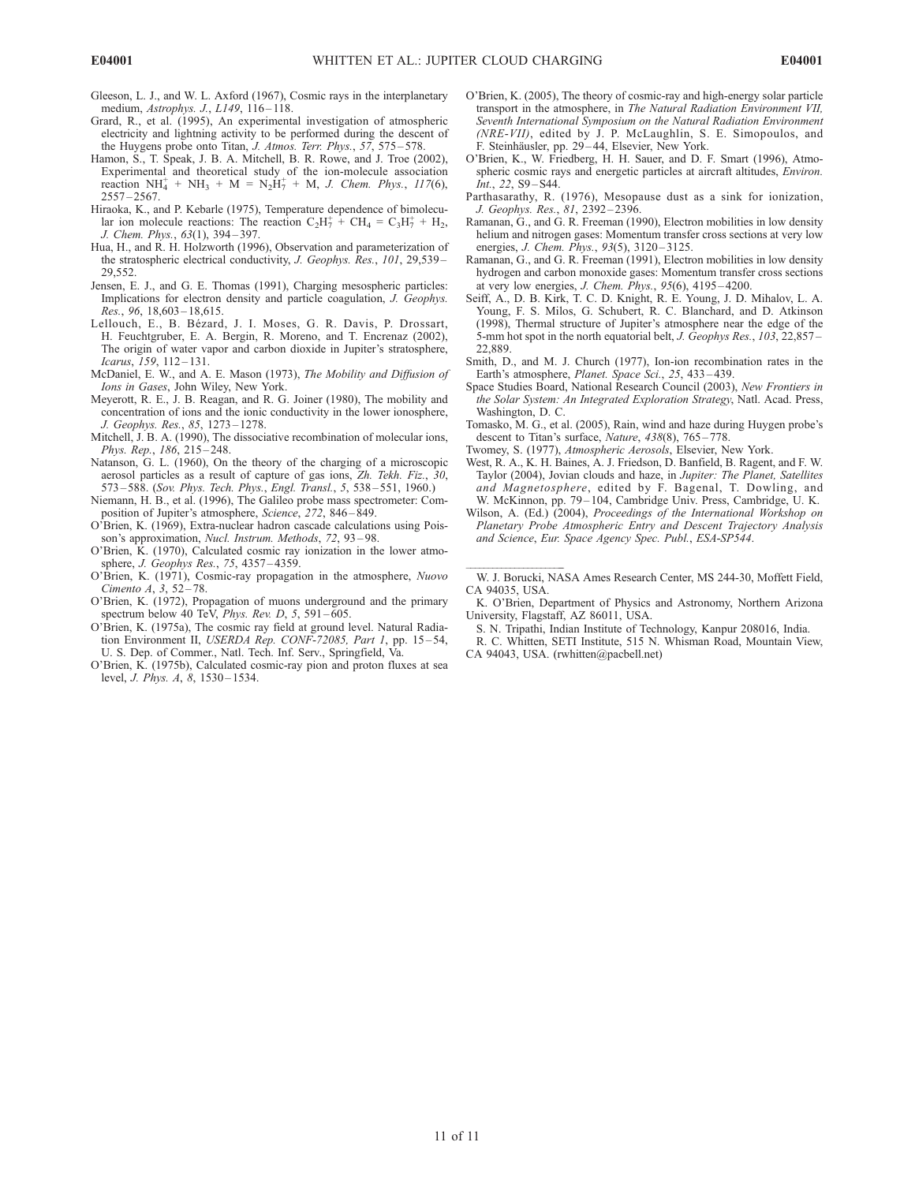Gleeson, L. J., and W. L. Axford (1967), Cosmic rays in the interplanetary medium, *Astrophys. J.*, *L149*, 116–118.

Grard, R., et al. (1995), An experimental investigation of atmospheric electricity and lightning activity to be performed during the descent of the Huygens probe onto Titan, *J. Atmos. Terr. Phys.*, *57*, 575–578.

Hamon, S., T. Speak, J. B. A. Mitchell, B. R. Rowe, and J. Troe (2002), Experimental and theoretical study of the ion-molecule association reaction $NH_4^+$ + $NH_3$ + M = $N_2H_7^+$ + M, *J. Chem. Phys.*, *117*(6), 2557–2567.

Hiraoka, K., and P. Kebarle (1975), Temperature dependence of bimolecular ion molecule reactions: The reaction $C_2H_7^+$ + $CH_4$ = $C_3H_7^+$ + $H_2$, *J. Chem. Phys.*, *63*(1), 394–397.

Hua, H., and R. H. Holzworth (1996), Observation and parameterization of the stratospheric electrical conductivity, *J. Geophys. Res.*, *101*, 29,539–29,552.

Jensen, E. J., and G. E. Thomas (1991), Charging mesospheric particles: Implications for electron density and particle coagulation, *J. Geophys. Res.*, *96*, 18,603–18,615.

Lellouch, E., B. Bézard, J. I. Moses, G. R. Davis, P. Drossart, H. Feuchtgruber, E. A. Bergin, R. Moreno, and T. Encrenaz (2002), The origin of water vapor and carbon dioxide in Jupiter's stratosphere, *Icarus*, *159*, 112–131.

McDaniel, E. W., and A. E. Mason (1973), *The Mobility and Diffusion of Ions in Gases*, John Wiley, New York.

Meyerott, R. E., J. B. Reagan, and R. G. Joiner (1980), The mobility and concentration of ions and the ionic conductivity in the lower ionosphere, *J. Geophys. Res.*, *85*, 1273–1278.

Mitchell, J. B. A. (1990), The dissociative recombination of molecular ions, *Phys. Rep.*, *186*, 215–248.

Natanson, G. L. (1960), On the theory of the charging of a microscopic aerosol particles as a result of capture of gas ions, *Zh. Tekh. Fiz.*, *30*, 573–588. (*Sov. Phys. Tech. Phys.*, *Engl. Transl.*, *5*, 538–551, 1960.)

Niemann, H. B., et al. (1996), The Galileo probe mass spectrometer: Composition of Jupiter's atmosphere, *Science*, *272*, 846–849.

O'Brien, K. (1969), Extra-nuclear hadron cascade calculations using Poisson's approximation, *Nucl. Instrum. Methods*, *72*, 93–98.

O'Brien, K. (1970), Calculated cosmic ray ionization in the lower atmosphere, *J. Geophys Res.*, *75*, 4357–4359.

O'Brien, K. (1971), Cosmic-ray propagation in the atmosphere, *Nuovo Cimento A*, *3*, 52–78.

O'Brien, K. (1972), Propagation of muons underground and the primary spectrum below 40 TeV, *Phys. Rev. D*, *5*, 591–605.

O'Brien, K. (1975a), The cosmic ray field at ground level. Natural Radiation Environment II, *USERDA Rep. CONF-72085, Part 1*, pp. 15–54, U. S. Dep. of Commer., Natl. Tech. Inf. Serv., Springfield, Va.

O'Brien, K. (1975b), Calculated cosmic-ray pion and proton fluxes at sea level, *J. Phys. A*, *8*, 1530–1534.

O'Brien, K. (2005), The theory of cosmic-ray and high-energy solar particle transport in the atmosphere, in *The Natural Radiation Environment VII, Seventh International Symposium on the Natural Radiation Environment (NRE-VII)*, edited by J. P. McLaughlin, S. E. Simopoulos, and F. Steinhäusler, pp. 29–44, Elsevier, New York.

O'Brien, K., W. Friedberg, H. H. Sauer, and D. F. Smart (1996), Atmospheric cosmic rays and energetic particles at aircraft altitudes, *Environ. Int.*, *22*, S9–S44.

Parthasarathy, R. (1976), Mesopause dust as a sink for ionization, *J. Geophys. Res.*, *81*, 2392–2396.

Ramanan, G., and G. R. Freeman (1990), Electron mobilities in low density helium and nitrogen gases: Momentum transfer cross sections at very low energies, *J. Chem. Phys.*, *93*(5), 3120–3125.

Ramanan, G., and G. R. Freeman (1991), Electron mobilities in low density hydrogen and carbon monoxide gases: Momentum transfer cross sections at very low energies, *J. Chem. Phys.*, *95*(6), 4195–4200.

Seiff, A., D. B. Kirk, T. C. D. Knight, R. E. Young, J. D. Mihalov, L. A. Young, F. S. Milos, G. Schubert, R. C. Blanchard, and D. Atkinson (1998), Thermal structure of Jupiter's atmosphere near the edge of the 5-mm hot spot in the north equatorial belt, *J. Geophys Res.*, *103*, 22,857–22,889.

Smith, D., and M. J. Church (1977), Ion-ion recombination rates in the Earth's atmosphere, *Planet. Space Sci.*, *25*, 433–439.

Space Studies Board, National Research Council (2003), *New Frontiers in the Solar System: An Integrated Exploration Strategy*, Natl. Acad. Press, Washington, D. C.

Tomasko, M. G., et al. (2005), Rain, wind and haze during Huygen probe's descent to Titan's surface, *Nature*, *438*(8), 765–778.

Twomey, S. (1977), *Atmospheric Aerosols*, Elsevier, New York.

West, R. A., K. H. Baines, A. J. Friedson, D. Banfield, B. Ragent, and F. W. Taylor (2004), Jovian clouds and haze, in *Jupiter: The Planet, Satellites and Magnetosphere*, edited by F. Bagenal, T. Dowling, and W. McKinnon, pp. 79–104, Cambridge Univ. Press, Cambridge, U. K.

Wilson, A. (Ed.) (2004), *Proceedings of the International Workshop on Planetary Probe Atmospheric Entry and Descent Trajectory Analysis and Science*, *Eur. Space Agency Spec. Publ.*, *ESA-SP544*.

---

W. J. Borucki, NASA Ames Research Center, MS 244-30, Moffett Field, CA 94035, USA.

K. O'Brien, Department of Physics and Astronomy, Northern Arizona University, Flagstaff, AZ 86011, USA.

S. N. Tripathi, Indian Institute of Technology, Kanpur 208016, India.

R. C. Whitten, SETI Institute, 515 N. Whisman Road, Mountain View, CA 94043, USA. (rwhitten@pacbell.net)